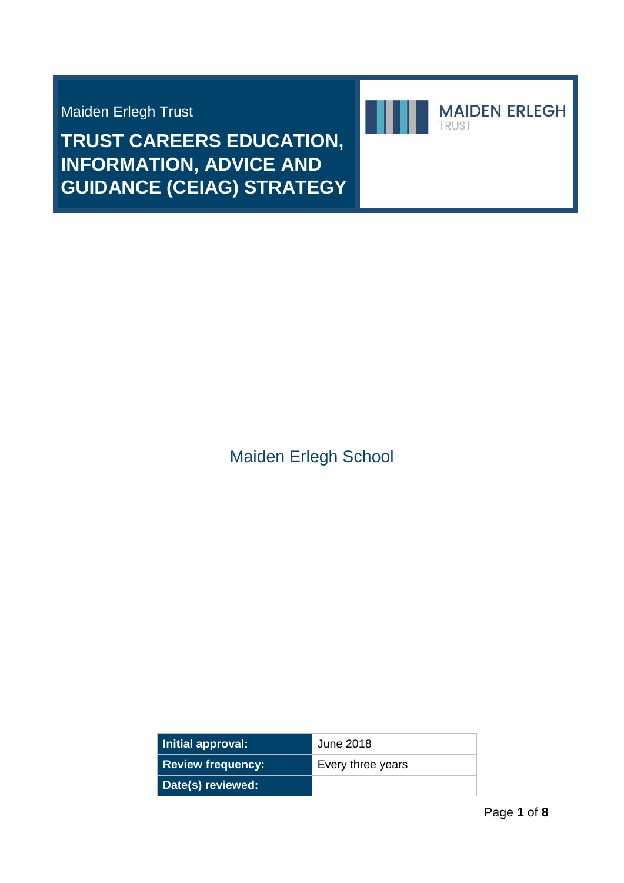Maiden Erlegh Trust

# TRUST CAREERS EDUCATION, INFORMATION, ADVICE AND GUIDANCE (CEIAG) STRATEGY

MAIDEN ERLEGH
TRUST

Maiden Erlegh School

| Initial approval: | June 2018 |
|---|---|
| Review frequency: | Every three years |
| Date(s) reviewed: | |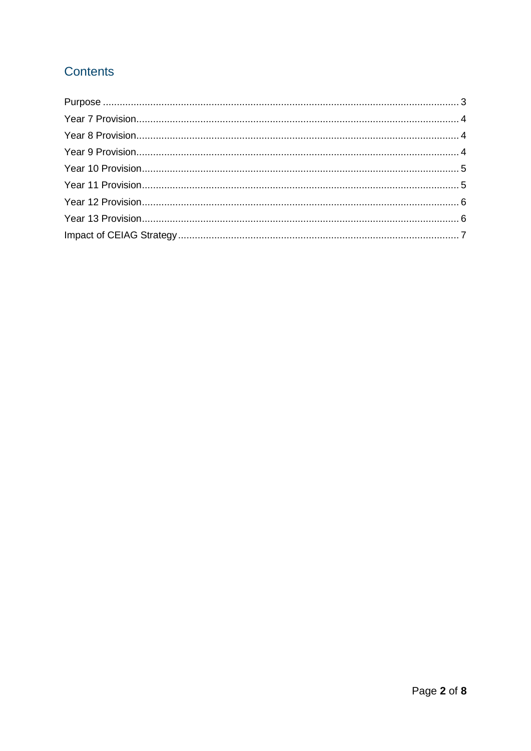## Contents

Purpose ............................................................................................................................ 3
Year 7 Provision.................................................................................................................. 4
Year 8 Provision.................................................................................................................. 4
Year 9 Provision.................................................................................................................. 4
Year 10 Provision................................................................................................................ 5
Year 11 Provision................................................................................................................ 5
Year 12 Provision................................................................................................................ 6
Year 13 Provision................................................................................................................ 6
Impact of CEIAG Strategy.................................................................................................... 7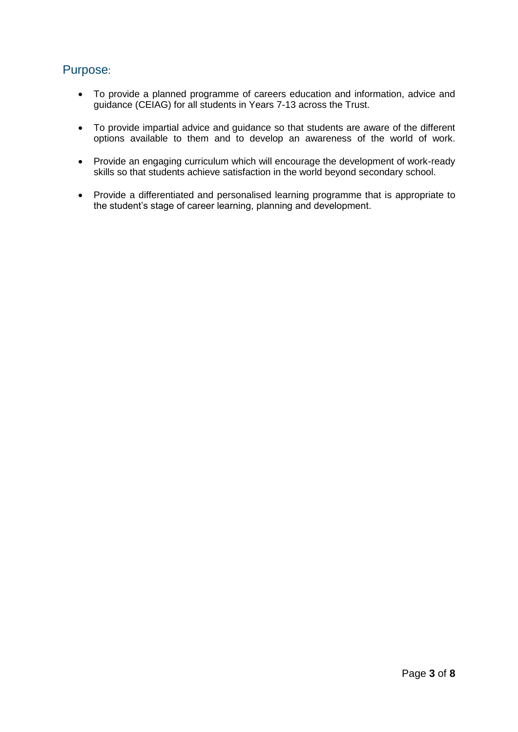## Purpose:

- To provide a planned programme of careers education and information, advice and guidance (CEIAG) for all students in Years 7-13 across the Trust.
- To provide impartial advice and guidance so that students are aware of the different options available to them and to develop an awareness of the world of work.
- Provide an engaging curriculum which will encourage the development of work-ready skills so that students achieve satisfaction in the world beyond secondary school.
- Provide a differentiated and personalised learning programme that is appropriate to the student's stage of career learning, planning and development.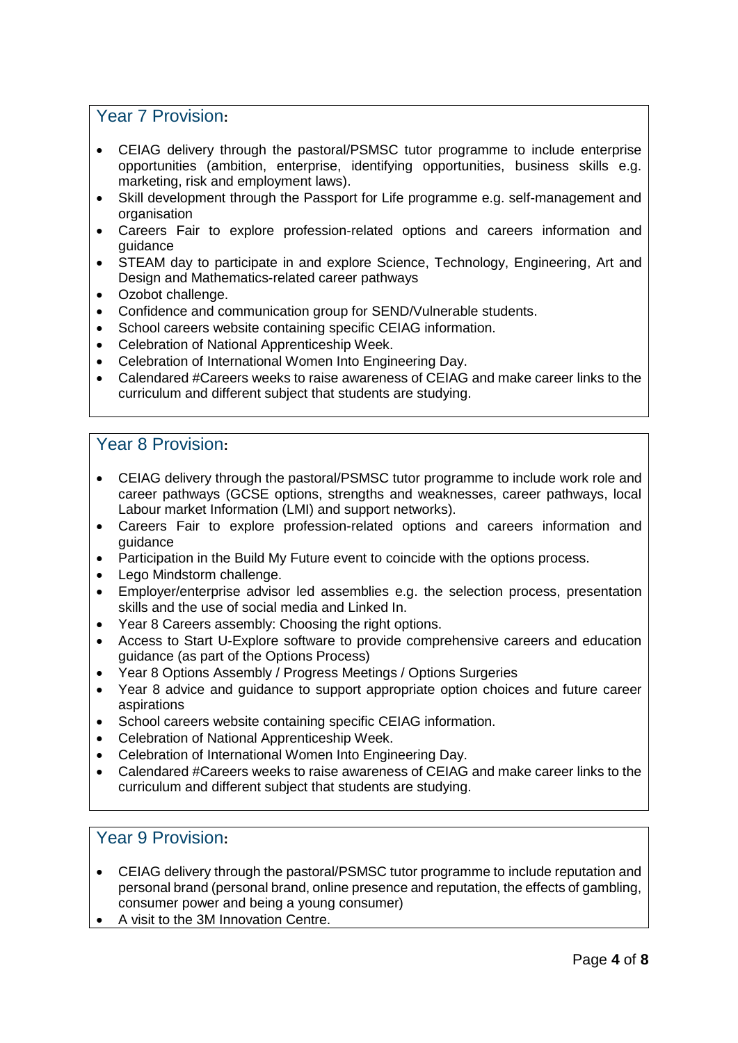## Year 7 Provision:

- CEIAG delivery through the pastoral/PSMSC tutor programme to include enterprise opportunities (ambition, enterprise, identifying opportunities, business skills e.g. marketing, risk and employment laws).
- Skill development through the Passport for Life programme e.g. self-management and organisation
- Careers Fair to explore profession-related options and careers information and guidance
- STEAM day to participate in and explore Science, Technology, Engineering, Art and Design and Mathematics-related career pathways
- Ozobot challenge.
- Confidence and communication group for SEND/Vulnerable students.
- School careers website containing specific CEIAG information.
- Celebration of National Apprenticeship Week.
- Celebration of International Women Into Engineering Day.
- Calendared #Careers weeks to raise awareness of CEIAG and make career links to the curriculum and different subject that students are studying.

## Year 8 Provision:

- CEIAG delivery through the pastoral/PSMSC tutor programme to include work role and career pathways (GCSE options, strengths and weaknesses, career pathways, local Labour market Information (LMI) and support networks).
- Careers Fair to explore profession-related options and careers information and guidance
- Participation in the Build My Future event to coincide with the options process.
- Lego Mindstorm challenge.
- Employer/enterprise advisor led assemblies e.g. the selection process, presentation skills and the use of social media and Linked In.
- Year 8 Careers assembly: Choosing the right options.
- Access to Start U-Explore software to provide comprehensive careers and education guidance (as part of the Options Process)
- Year 8 Options Assembly / Progress Meetings / Options Surgeries
- Year 8 advice and guidance to support appropriate option choices and future career aspirations
- School careers website containing specific CEIAG information.
- Celebration of National Apprenticeship Week.
- Celebration of International Women Into Engineering Day.
- Calendared #Careers weeks to raise awareness of CEIAG and make career links to the curriculum and different subject that students are studying.

## Year 9 Provision:

- CEIAG delivery through the pastoral/PSMSC tutor programme to include reputation and personal brand (personal brand, online presence and reputation, the effects of gambling, consumer power and being a young consumer)
- A visit to the 3M Innovation Centre.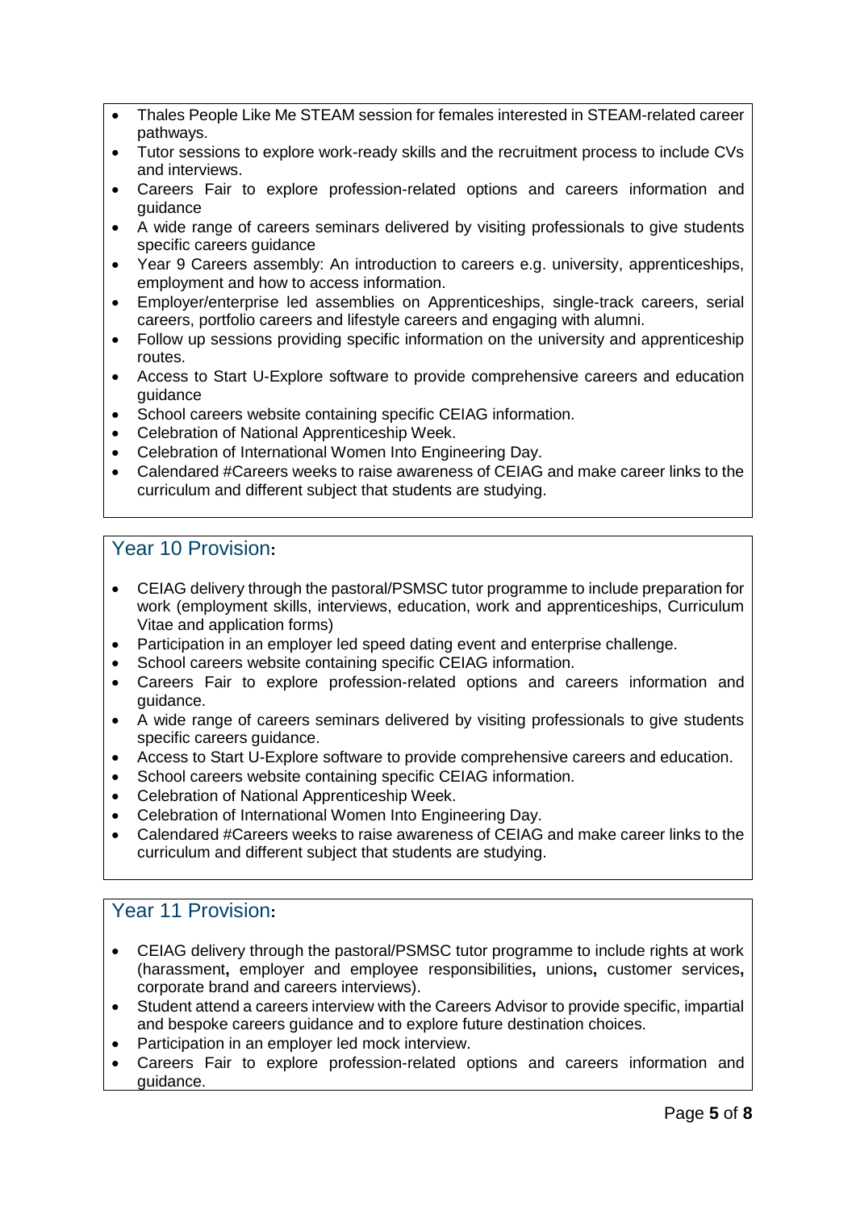- Thales People Like Me STEAM session for females interested in STEAM-related career pathways.
- Tutor sessions to explore work-ready skills and the recruitment process to include CVs and interviews.
- Careers Fair to explore profession-related options and careers information and guidance
- A wide range of careers seminars delivered by visiting professionals to give students specific careers guidance
- Year 9 Careers assembly: An introduction to careers e.g. university, apprenticeships, employment and how to access information.
- Employer/enterprise led assemblies on Apprenticeships, single-track careers, serial careers, portfolio careers and lifestyle careers and engaging with alumni.
- Follow up sessions providing specific information on the university and apprenticeship routes.
- Access to Start U-Explore software to provide comprehensive careers and education guidance
- School careers website containing specific CEIAG information.
- Celebration of National Apprenticeship Week.
- Celebration of International Women Into Engineering Day.
- Calendared #Careers weeks to raise awareness of CEIAG and make career links to the curriculum and different subject that students are studying.

## Year 10 Provision:

- CEIAG delivery through the pastoral/PSMSC tutor programme to include preparation for work (employment skills, interviews, education, work and apprenticeships, Curriculum Vitae and application forms)
- Participation in an employer led speed dating event and enterprise challenge.
- School careers website containing specific CEIAG information.
- Careers Fair to explore profession-related options and careers information and guidance.
- A wide range of careers seminars delivered by visiting professionals to give students specific careers guidance.
- Access to Start U-Explore software to provide comprehensive careers and education.
- School careers website containing specific CEIAG information.
- Celebration of National Apprenticeship Week.
- Celebration of International Women Into Engineering Day.
- Calendared #Careers weeks to raise awareness of CEIAG and make career links to the curriculum and different subject that students are studying.

## Year 11 Provision:

- CEIAG delivery through the pastoral/PSMSC tutor programme to include rights at work (harassment**,** employer and employee responsibilities**,** unions**,** customer services**,** corporate brand and careers interviews).
- Student attend a careers interview with the Careers Advisor to provide specific, impartial and bespoke careers guidance and to explore future destination choices.
- Participation in an employer led mock interview.
- Careers Fair to explore profession-related options and careers information and guidance.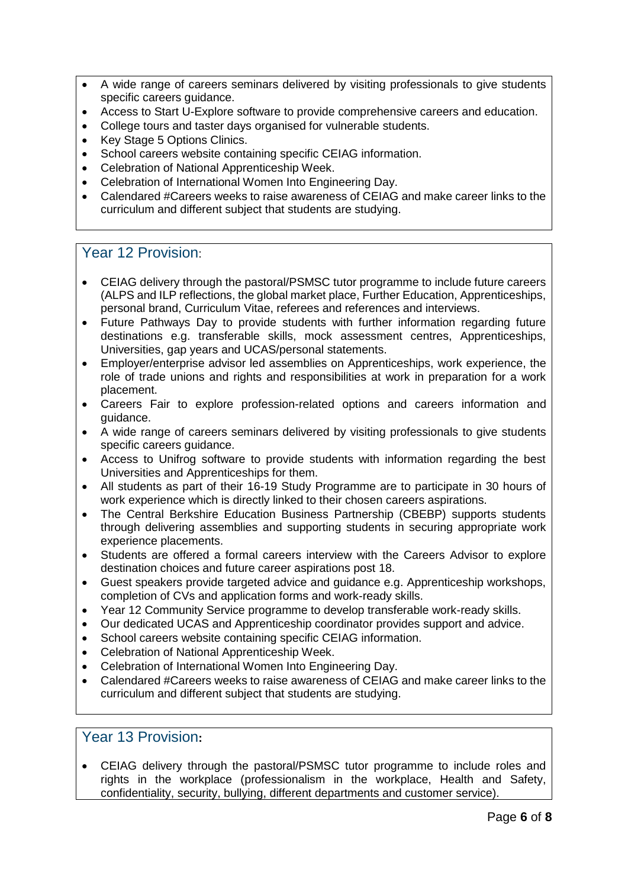- A wide range of careers seminars delivered by visiting professionals to give students specific careers guidance.
- Access to Start U-Explore software to provide comprehensive careers and education.
- College tours and taster days organised for vulnerable students.
- Key Stage 5 Options Clinics.
- School careers website containing specific CEIAG information.
- Celebration of National Apprenticeship Week.
- Celebration of International Women Into Engineering Day.
- Calendared #Careers weeks to raise awareness of CEIAG and make career links to the curriculum and different subject that students are studying.

## Year 12 Provision:

- CEIAG delivery through the pastoral/PSMSC tutor programme to include future careers (ALPS and ILP reflections, the global market place, Further Education, Apprenticeships, personal brand, Curriculum Vitae, referees and references and interviews.
- Future Pathways Day to provide students with further information regarding future destinations e.g. transferable skills, mock assessment centres, Apprenticeships, Universities, gap years and UCAS/personal statements.
- Employer/enterprise advisor led assemblies on Apprenticeships, work experience, the role of trade unions and rights and responsibilities at work in preparation for a work placement.
- Careers Fair to explore profession-related options and careers information and guidance.
- A wide range of careers seminars delivered by visiting professionals to give students specific careers guidance.
- Access to Unifrog software to provide students with information regarding the best Universities and Apprenticeships for them.
- All students as part of their 16-19 Study Programme are to participate in 30 hours of work experience which is directly linked to their chosen careers aspirations.
- The Central Berkshire Education Business Partnership (CBEBP) supports students through delivering assemblies and supporting students in securing appropriate work experience placements.
- Students are offered a formal careers interview with the Careers Advisor to explore destination choices and future career aspirations post 18.
- Guest speakers provide targeted advice and guidance e.g. Apprenticeship workshops, completion of CVs and application forms and work-ready skills.
- Year 12 Community Service programme to develop transferable work-ready skills.
- Our dedicated UCAS and Apprenticeship coordinator provides support and advice.
- School careers website containing specific CEIAG information.
- Celebration of National Apprenticeship Week.
- Celebration of International Women Into Engineering Day.
- Calendared #Careers weeks to raise awareness of CEIAG and make career links to the curriculum and different subject that students are studying.

## Year 13 Provision:

- CEIAG delivery through the pastoral/PSMSC tutor programme to include roles and rights in the workplace (professionalism in the workplace, Health and Safety, confidentiality, security, bullying, different departments and customer service).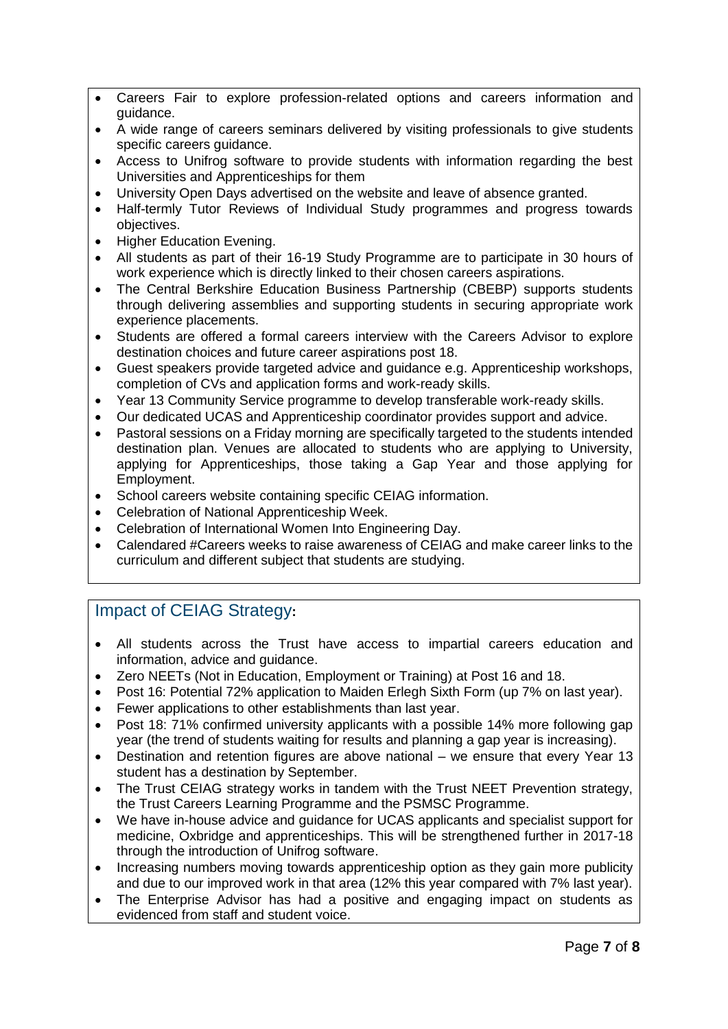- Careers Fair to explore profession-related options and careers information and guidance.
- A wide range of careers seminars delivered by visiting professionals to give students specific careers guidance.
- Access to Unifrog software to provide students with information regarding the best Universities and Apprenticeships for them
- University Open Days advertised on the website and leave of absence granted.
- Half-termly Tutor Reviews of Individual Study programmes and progress towards objectives.
- Higher Education Evening.
- All students as part of their 16-19 Study Programme are to participate in 30 hours of work experience which is directly linked to their chosen careers aspirations.
- The Central Berkshire Education Business Partnership (CBEBP) supports students through delivering assemblies and supporting students in securing appropriate work experience placements.
- Students are offered a formal careers interview with the Careers Advisor to explore destination choices and future career aspirations post 18.
- Guest speakers provide targeted advice and guidance e.g. Apprenticeship workshops, completion of CVs and application forms and work-ready skills.
- Year 13 Community Service programme to develop transferable work-ready skills.
- Our dedicated UCAS and Apprenticeship coordinator provides support and advice.
- Pastoral sessions on a Friday morning are specifically targeted to the students intended destination plan. Venues are allocated to students who are applying to University, applying for Apprenticeships, those taking a Gap Year and those applying for Employment.
- School careers website containing specific CEIAG information.
- Celebration of National Apprenticeship Week.
- Celebration of International Women Into Engineering Day.
- Calendared #Careers weeks to raise awareness of CEIAG and make career links to the curriculum and different subject that students are studying.

## Impact of CEIAG Strategy:

- All students across the Trust have access to impartial careers education and information, advice and guidance.
- Zero NEETs (Not in Education, Employment or Training) at Post 16 and 18.
- Post 16: Potential 72% application to Maiden Erlegh Sixth Form (up 7% on last year).
- Fewer applications to other establishments than last year.
- Post 18: 71% confirmed university applicants with a possible 14% more following gap year (the trend of students waiting for results and planning a gap year is increasing).
- Destination and retention figures are above national – we ensure that every Year 13 student has a destination by September.
- The Trust CEIAG strategy works in tandem with the Trust NEET Prevention strategy, the Trust Careers Learning Programme and the PSMSC Programme.
- We have in-house advice and guidance for UCAS applicants and specialist support for medicine, Oxbridge and apprenticeships. This will be strengthened further in 2017-18 through the introduction of Unifrog software.
- Increasing numbers moving towards apprenticeship option as they gain more publicity and due to our improved work in that area (12% this year compared with 7% last year).
- The Enterprise Advisor has had a positive and engaging impact on students as evidenced from staff and student voice.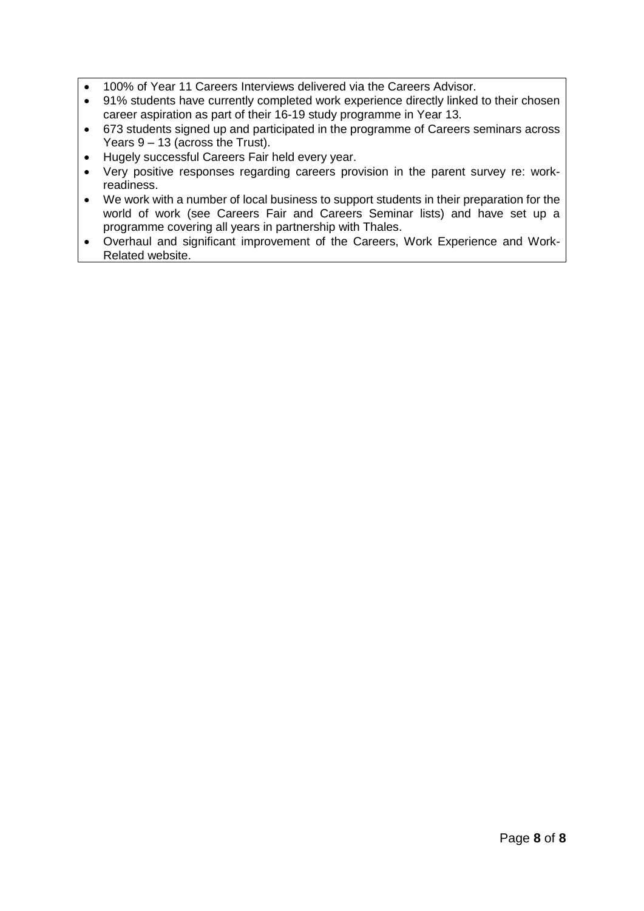- 100% of Year 11 Careers Interviews delivered via the Careers Advisor.
- 91% students have currently completed work experience directly linked to their chosen career aspiration as part of their 16-19 study programme in Year 13.
- 673 students signed up and participated in the programme of Careers seminars across Years 9 – 13 (across the Trust).
- Hugely successful Careers Fair held every year.
- Very positive responses regarding careers provision in the parent survey re: work-readiness.
- We work with a number of local business to support students in their preparation for the world of work (see Careers Fair and Careers Seminar lists) and have set up a programme covering all years in partnership with Thales.
- Overhaul and significant improvement of the Careers, Work Experience and Work-Related website.